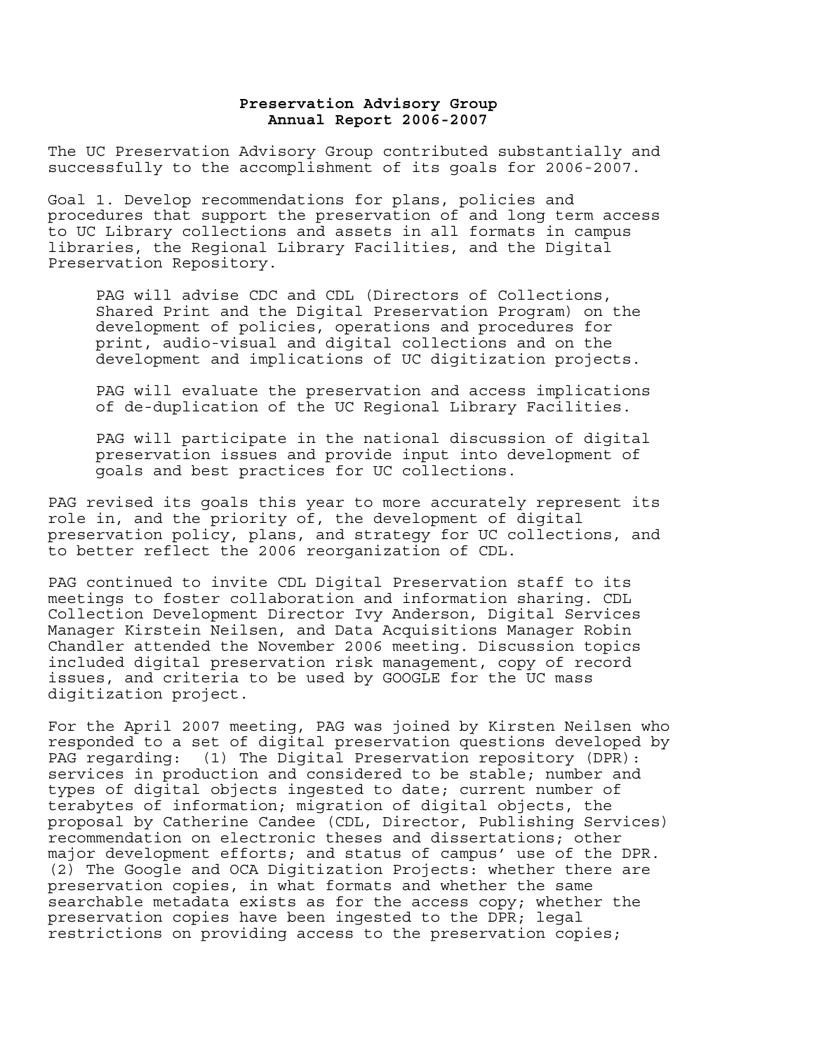**Preservation Advisory Group**
**Annual Report 2006-2007**

The UC Preservation Advisory Group contributed substantially and successfully to the accomplishment of its goals for 2006-2007.

Goal 1. Develop recommendations for plans, policies and procedures that support the preservation of and long term access to UC Library collections and assets in all formats in campus libraries, the Regional Library Facilities, and the Digital Preservation Repository.

> PAG will advise CDC and CDL (Directors of Collections, Shared Print and the Digital Preservation Program) on the development of policies, operations and procedures for print, audio-visual and digital collections and on the development and implications of UC digitization projects.
>
> PAG will evaluate the preservation and access implications of de-duplication of the UC Regional Library Facilities.
>
> PAG will participate in the national discussion of digital preservation issues and provide input into development of goals and best practices for UC collections.

PAG revised its goals this year to more accurately represent its role in, and the priority of, the development of digital preservation policy, plans, and strategy for UC collections, and to better reflect the 2006 reorganization of CDL.

PAG continued to invite CDL Digital Preservation staff to its meetings to foster collaboration and information sharing. CDL Collection Development Director Ivy Anderson, Digital Services Manager Kirstein Neilsen, and Data Acquisitions Manager Robin Chandler attended the November 2006 meeting. Discussion topics included digital preservation risk management, copy of record issues, and criteria to be used by GOOGLE for the UC mass digitization project.

For the April 2007 meeting, PAG was joined by Kirsten Neilsen who responded to a set of digital preservation questions developed by PAG regarding: (1) The Digital Preservation repository (DPR): services in production and considered to be stable; number and types of digital objects ingested to date; current number of terabytes of information; migration of digital objects, the proposal by Catherine Candee (CDL, Director, Publishing Services) recommendation on electronic theses and dissertations; other major development efforts; and status of campus' use of the DPR. (2) The Google and OCA Digitization Projects: whether there are preservation copies, in what formats and whether the same searchable metadata exists as for the access copy; whether the preservation copies have been ingested to the DPR; legal restrictions on providing access to the preservation copies;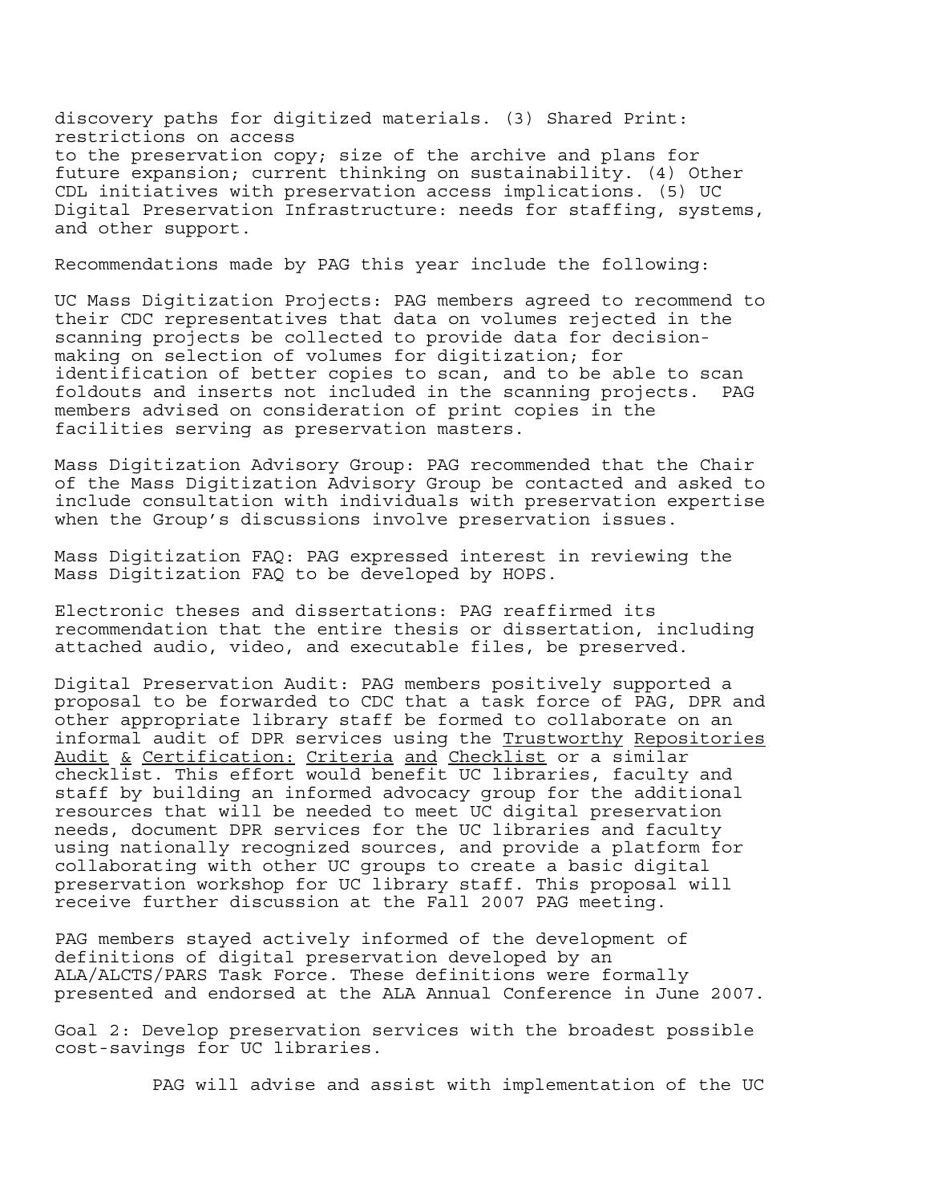discovery paths for digitized materials. (3) Shared Print: restrictions on access to the preservation copy; size of the archive and plans for future expansion; current thinking on sustainability. (4) Other CDL initiatives with preservation access implications. (5) UC Digital Preservation Infrastructure: needs for staffing, systems, and other support.

Recommendations made by PAG this year include the following:

UC Mass Digitization Projects: PAG members agreed to recommend to their CDC representatives that data on volumes rejected in the scanning projects be collected to provide data for decision-making on selection of volumes for digitization; for identification of better copies to scan, and to be able to scan foldouts and inserts not included in the scanning projects. PAG members advised on consideration of print copies in the facilities serving as preservation masters.

Mass Digitization Advisory Group: PAG recommended that the Chair of the Mass Digitization Advisory Group be contacted and asked to include consultation with individuals with preservation expertise when the Group's discussions involve preservation issues.

Mass Digitization FAQ: PAG expressed interest in reviewing the Mass Digitization FAQ to be developed by HOPS.

Electronic theses and dissertations: PAG reaffirmed its recommendation that the entire thesis or dissertation, including attached audio, video, and executable files, be preserved.

Digital Preservation Audit: PAG members positively supported a proposal to be forwarded to CDC that a task force of PAG, DPR and other appropriate library staff be formed to collaborate on an informal audit of DPR services using the <u>Trustworthy Repositories Audit & Certification: Criteria and Checklist</u> or a similar checklist. This effort would benefit UC libraries, faculty and staff by building an informed advocacy group for the additional resources that will be needed to meet UC digital preservation needs, document DPR services for the UC libraries and faculty using nationally recognized sources, and provide a platform for collaborating with other UC groups to create a basic digital preservation workshop for UC library staff. This proposal will receive further discussion at the Fall 2007 PAG meeting.

PAG members stayed actively informed of the development of definitions of digital preservation developed by an ALA/ALCTS/PARS Task Force. These definitions were formally presented and endorsed at the ALA Annual Conference in June 2007.

Goal 2: Develop preservation services with the broadest possible cost-savings for UC libraries.

PAG will advise and assist with implementation of the UC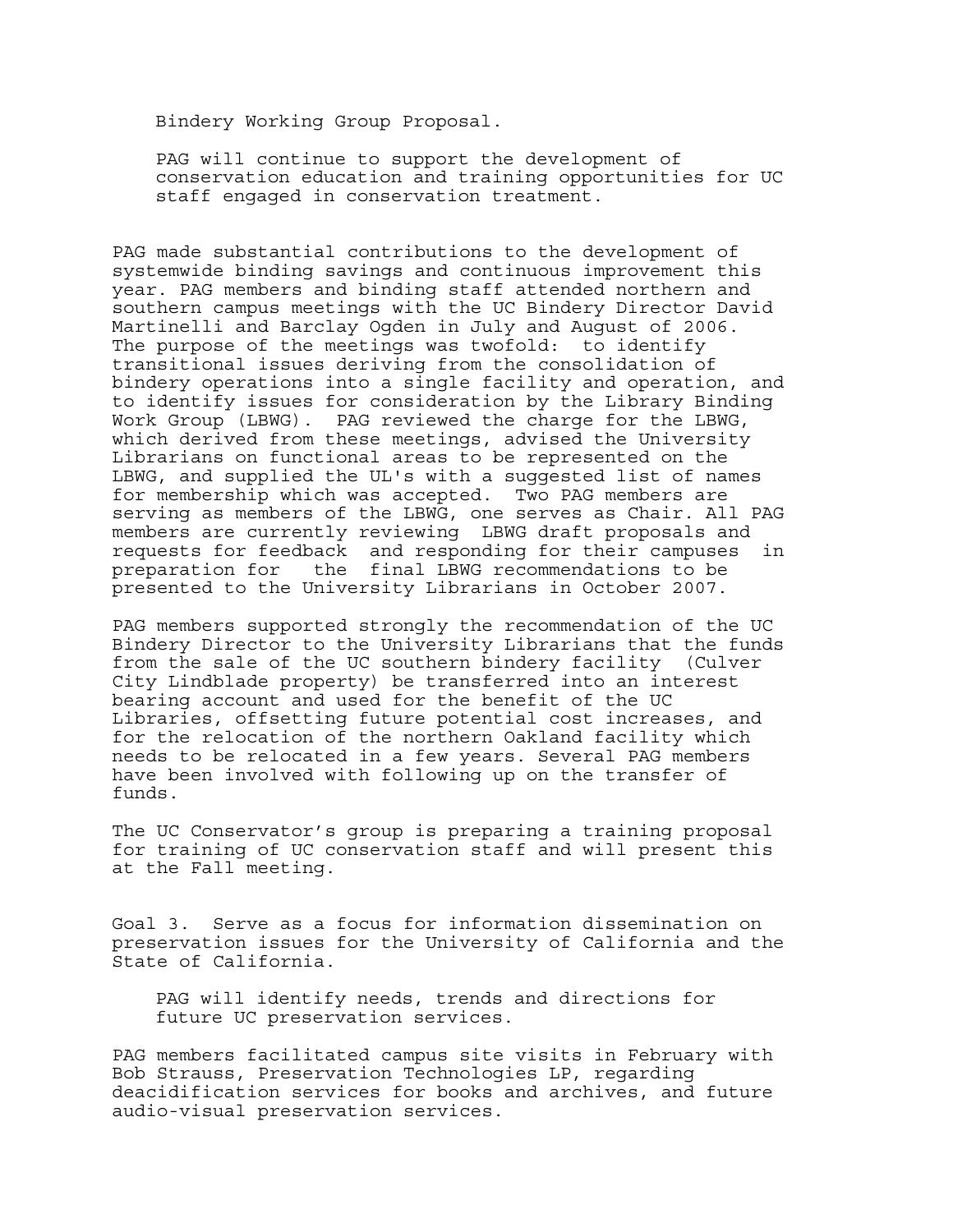Bindery Working Group Proposal.

PAG will continue to support the development of conservation education and training opportunities for UC staff engaged in conservation treatment.

PAG made substantial contributions to the development of systemwide binding savings and continuous improvement this year. PAG members and binding staff attended northern and southern campus meetings with the UC Bindery Director David Martinelli and Barclay Ogden in July and August of 2006. The purpose of the meetings was twofold: to identify transitional issues deriving from the consolidation of bindery operations into a single facility and operation, and to identify issues for consideration by the Library Binding Work Group (LBWG). PAG reviewed the charge for the LBWG, which derived from these meetings, advised the University Librarians on functional areas to be represented on the LBWG, and supplied the UL's with a suggested list of names for membership which was accepted. Two PAG members are serving as members of the LBWG, one serves as Chair. All PAG members are currently reviewing LBWG draft proposals and requests for feedback and responding for their campuses in preparation for the final LBWG recommendations to be presented to the University Librarians in October 2007.

PAG members supported strongly the recommendation of the UC Bindery Director to the University Librarians that the funds from the sale of the UC southern bindery facility (Culver City Lindblade property) be transferred into an interest bearing account and used for the benefit of the UC Libraries, offsetting future potential cost increases, and for the relocation of the northern Oakland facility which needs to be relocated in a few years. Several PAG members have been involved with following up on the transfer of funds.

The UC Conservator's group is preparing a training proposal for training of UC conservation staff and will present this at the Fall meeting.

Goal 3. Serve as a focus for information dissemination on preservation issues for the University of California and the State of California.

PAG will identify needs, trends and directions for future UC preservation services.

PAG members facilitated campus site visits in February with Bob Strauss, Preservation Technologies LP, regarding deacidification services for books and archives, and future audio-visual preservation services.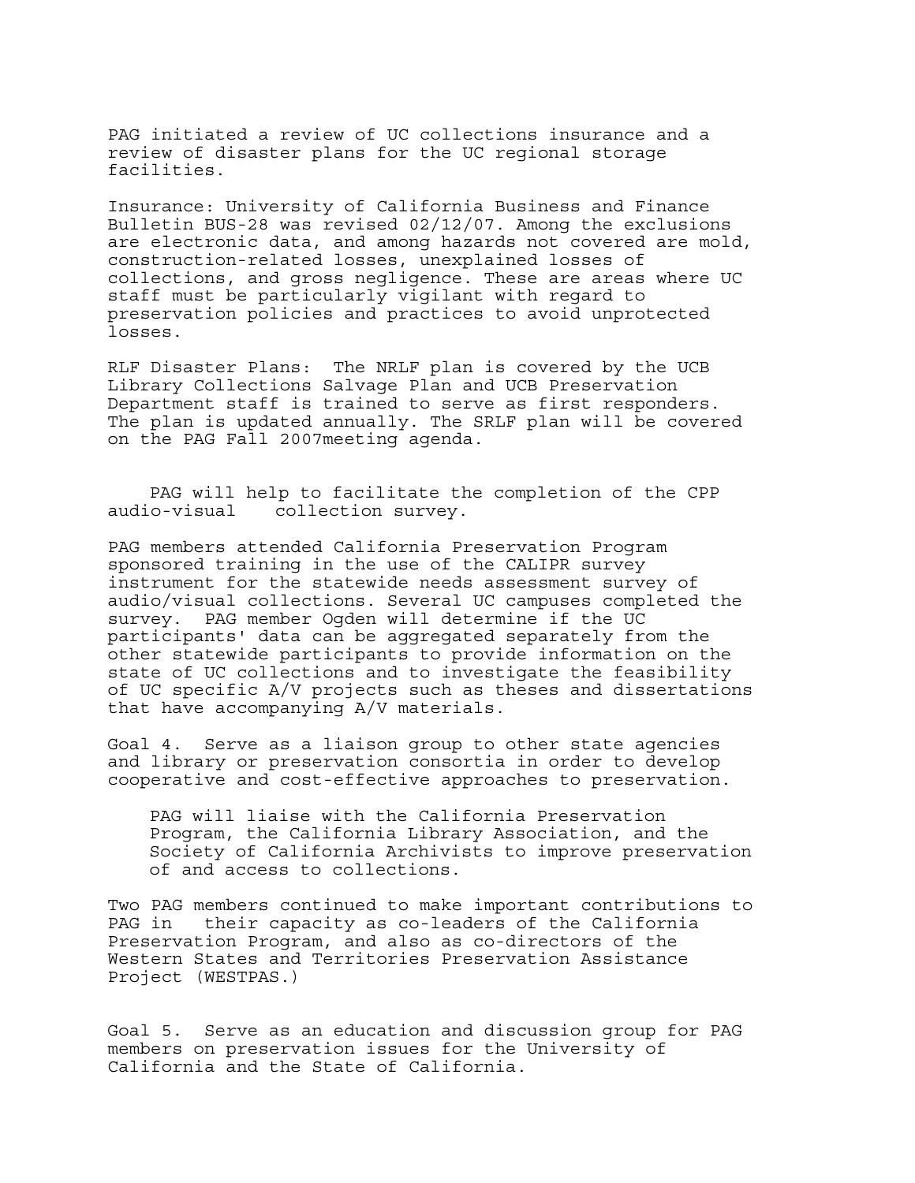PAG initiated a review of UC collections insurance and a review of disaster plans for the UC regional storage facilities.

Insurance: University of California Business and Finance Bulletin BUS-28 was revised 02/12/07. Among the exclusions are electronic data, and among hazards not covered are mold, construction-related losses, unexplained losses of collections, and gross negligence. These are areas where UC staff must be particularly vigilant with regard to preservation policies and practices to avoid unprotected losses.

RLF Disaster Plans: The NRLF plan is covered by the UCB Library Collections Salvage Plan and UCB Preservation Department staff is trained to serve as first responders. The plan is updated annually. The SRLF plan will be covered on the PAG Fall 2007meeting agenda.

> PAG will help to facilitate the completion of the CPP audio-visual collection survey.

PAG members attended California Preservation Program sponsored training in the use of the CALIPR survey instrument for the statewide needs assessment survey of audio/visual collections. Several UC campuses completed the survey. PAG member Ogden will determine if the UC participants' data can be aggregated separately from the other statewide participants to provide information on the state of UC collections and to investigate the feasibility of UC specific A/V projects such as theses and dissertations that have accompanying A/V materials.

Goal 4. Serve as a liaison group to other state agencies and library or preservation consortia in order to develop cooperative and cost-effective approaches to preservation.

> PAG will liaise with the California Preservation Program, the California Library Association, and the Society of California Archivists to improve preservation of and access to collections.

Two PAG members continued to make important contributions to PAG in their capacity as co-leaders of the California Preservation Program, and also as co-directors of the Western States and Territories Preservation Assistance Project (WESTPAS.)

Goal 5. Serve as an education and discussion group for PAG members on preservation issues for the University of California and the State of California.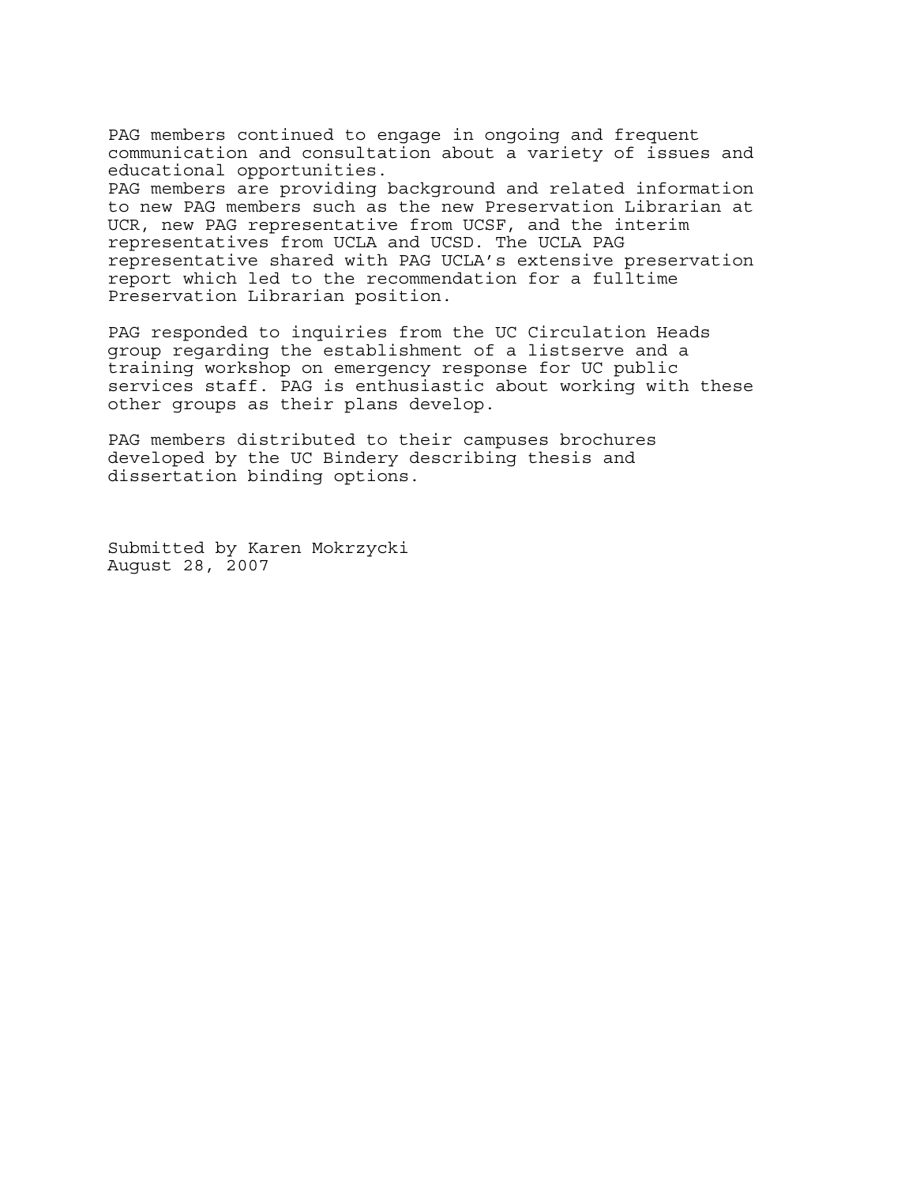PAG members continued to engage in ongoing and frequent communication and consultation about a variety of issues and educational opportunities.
PAG members are providing background and related information to new PAG members such as the new Preservation Librarian at UCR, new PAG representative from UCSF, and the interim representatives from UCLA and UCSD. The UCLA PAG representative shared with PAG UCLA's extensive preservation report which led to the recommendation for a fulltime Preservation Librarian position.

PAG responded to inquiries from the UC Circulation Heads group regarding the establishment of a listserve and a training workshop on emergency response for UC public services staff. PAG is enthusiastic about working with these other groups as their plans develop.

PAG members distributed to their campuses brochures developed by the UC Bindery describing thesis and dissertation binding options.

Submitted by Karen Mokrzycki
August 28, 2007